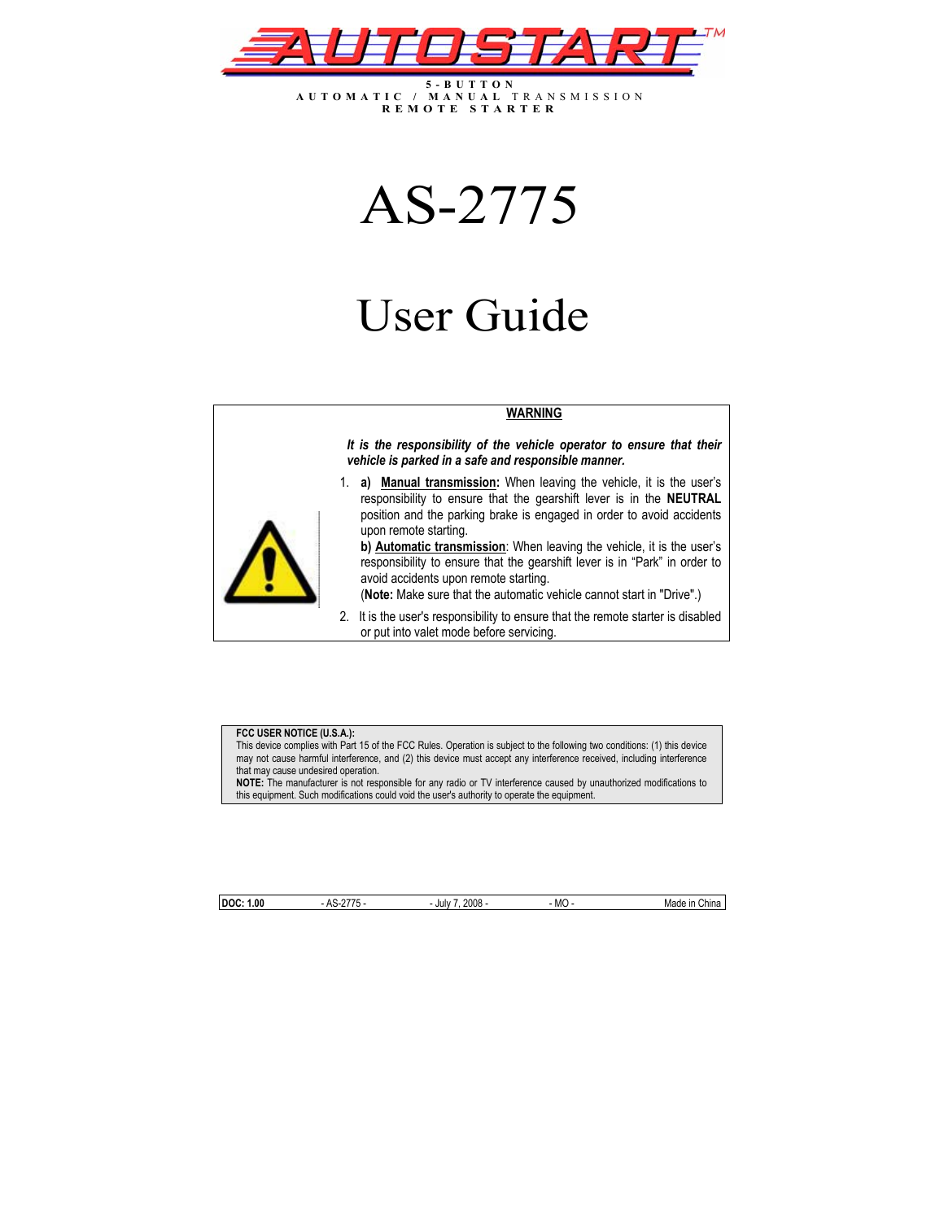# AUTOSTART™

**5-BUTTON**
**AUTOMATIC / MANUAL** TRANSMISSION
**REMOTE STARTER**

# AS-2775

# User Guide

**WARNING**

***It is the responsibility of the vehicle operator to ensure that their vehicle is parked in a safe and responsible manner.***

1. **a) Manual transmission:** When leaving the vehicle, it is the user's responsibility to ensure that the gearshift lever is in the **NEUTRAL** position and the parking brake is engaged in order to avoid accidents upon remote starting.
   **b) Automatic transmission**: When leaving the vehicle, it is the user's responsibility to ensure that the gearshift lever is in "Park" in order to avoid accidents upon remote starting.
   (**Note:** Make sure that the automatic vehicle cannot start in "Drive".)
2. It is the user's responsibility to ensure that the remote starter is disabled or put into valet mode before servicing.

**FCC USER NOTICE (U.S.A.):**
This device complies with Part 15 of the FCC Rules. Operation is subject to the following two conditions: (1) this device may not cause harmful interference, and (2) this device must accept any interference received, including interference that may cause undesired operation.
**NOTE:** The manufacturer is not responsible for any radio or TV interference caused by unauthorized modifications to this equipment. Such modifications could void the user's authority to operate the equipment.

| **DOC: 1.00** | - AS-2775 - | - July 7, 2008 - | - MO - | Made in China |
|---|---|---|---|---|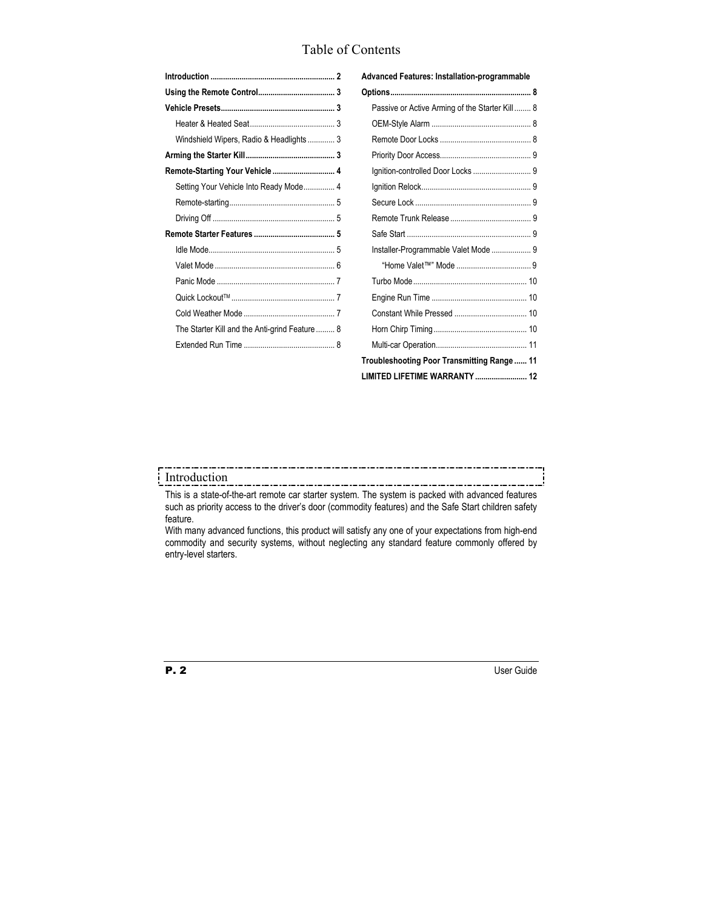# Table of Contents

- **Introduction ........ 2**
- **Using the Remote Control ........ 3**
- **Vehicle Presets ........ 3**
  - Heater & Heated Seat ........ 3
  - Windshield Wipers, Radio & Headlights ........ 3
- **Arming the Starter Kill ........ 3**
- **Remote-Starting Your Vehicle ........ 4**
  - Setting Your Vehicle Into Ready Mode ........ 4
  - Remote-starting ........ 5
  - Driving Off ........ 5
- **Remote Starter Features ........ 5**
  - Idle Mode ........ 5
  - Valet Mode ........ 6
  - Panic Mode ........ 7
  - Quick Lockout™ ........ 7
  - Cold Weather Mode ........ 7
  - The Starter Kill and the Anti-grind Feature ........ 8
  - Extended Run Time ........ 8
- **Advanced Features: Installation-programmable Options ........ 8**
  - Passive or Active Arming of the Starter Kill ........ 8
  - OEM-Style Alarm ........ 8
  - Remote Door Locks ........ 8
  - Priority Door Access ........ 9
  - Ignition-controlled Door Locks ........ 9
  - Ignition Relock ........ 9
  - Secure Lock ........ 9
  - Remote Trunk Release ........ 9
  - Safe Start ........ 9
  - Installer-Programmable Valet Mode ........ 9
    - "Home Valet™" Mode ........ 9
  - Turbo Mode ........ 10
  - Engine Run Time ........ 10
  - Constant While Pressed ........ 10
  - Horn Chirp Timing ........ 10
  - Multi-car Operation ........ 11
- **Troubleshooting Poor Transmitting Range ........ 11**
- **LIMITED LIFETIME WARRANTY ........ 12**

## Introduction

This is a state-of-the-art remote car starter system. The system is packed with advanced features such as priority access to the driver's door (commodity features) and the Safe Start children safety feature.

With many advanced functions, this product will satisfy any one of your expectations from high-end commodity and security systems, without neglecting any standard feature commonly offered by entry-level starters.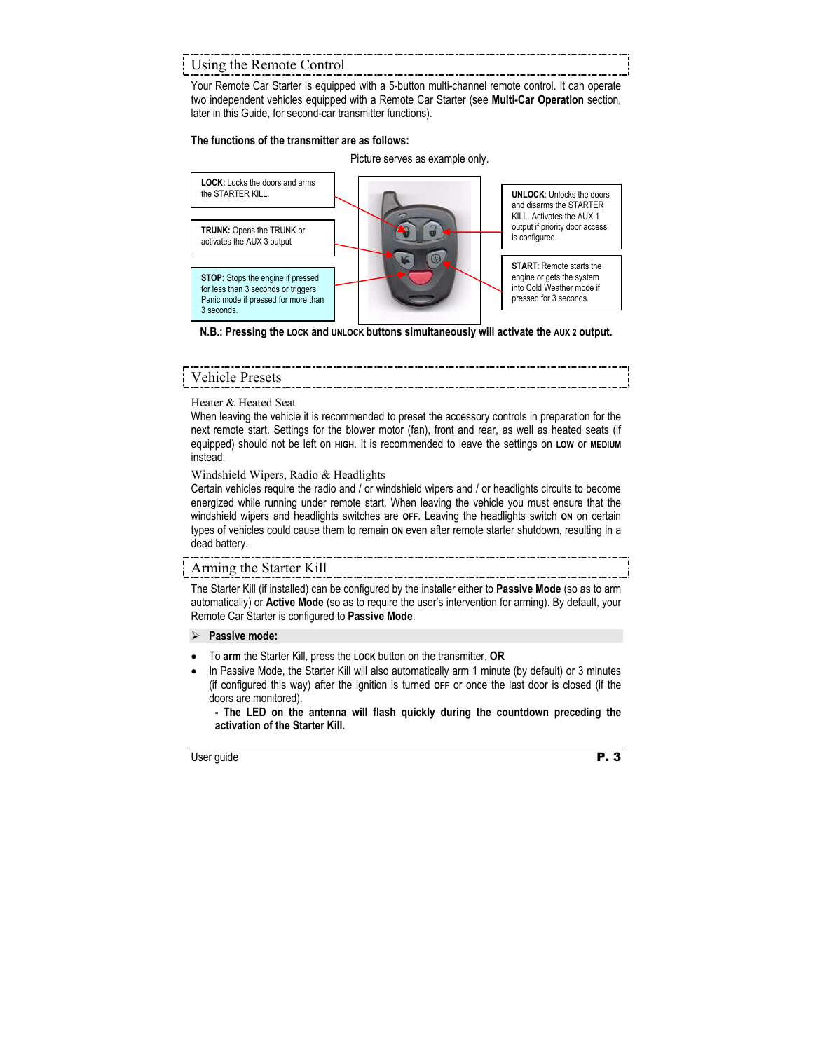## Using the Remote Control

Your Remote Car Starter is equipped with a 5-button multi-channel remote control. It can operate two independent vehicles equipped with a Remote Car Starter (see **Multi-Car Operation** section, later in this Guide, for second-car transmitter functions).

**The functions of the transmitter are as follows:**

Picture serves as example only.

**LOCK:** Locks the doors and arms the STARTER KILL.

**TRUNK:** Opens the TRUNK or activates the AUX 3 output

**STOP:** Stops the engine if pressed for less than 3 seconds or triggers Panic mode if pressed for more than 3 seconds.

**UNLOCK**: Unlocks the doors and disarms the STARTER KILL. Activates the AUX 1 output if priority door access is configured.

**START**: Remote starts the engine or gets the system into Cold Weather mode if pressed for 3 seconds.

**N.B.: Pressing the LOCK and UNLOCK buttons simultaneously will activate the AUX 2 output.**

## Vehicle Presets

### Heater & Heated Seat

When leaving the vehicle it is recommended to preset the accessory controls in preparation for the next remote start. Settings for the blower motor (fan), front and rear, as well as heated seats (if equipped) should not be left on **HIGH**. It is recommended to leave the settings on **LOW** or **MEDIUM** instead.

### Windshield Wipers, Radio & Headlights

Certain vehicles require the radio and / or windshield wipers and / or headlights circuits to become energized while running under remote start. When leaving the vehicle you must ensure that the windshield wipers and headlights switches are **OFF**. Leaving the headlights switch **ON** on certain types of vehicles could cause them to remain **ON** even after remote starter shutdown, resulting in a dead battery.

## Arming the Starter Kill

The Starter Kill (if installed) can be configured by the installer either to **Passive Mode** (so as to arm automatically) or **Active Mode** (so as to require the user's intervention for arming). By default, your Remote Car Starter is configured to **Passive Mode**.

➢ **Passive mode:**

- To **arm** the Starter Kill, press the **LOCK** button on the transmitter, **OR**
- In Passive Mode, the Starter Kill will also automatically arm 1 minute (by default) or 3 minutes (if configured this way) after the ignition is turned **OFF** or once the last door is closed (if the doors are monitored).
  **- The LED on the antenna will flash quickly during the countdown preceding the activation of the Starter Kill.**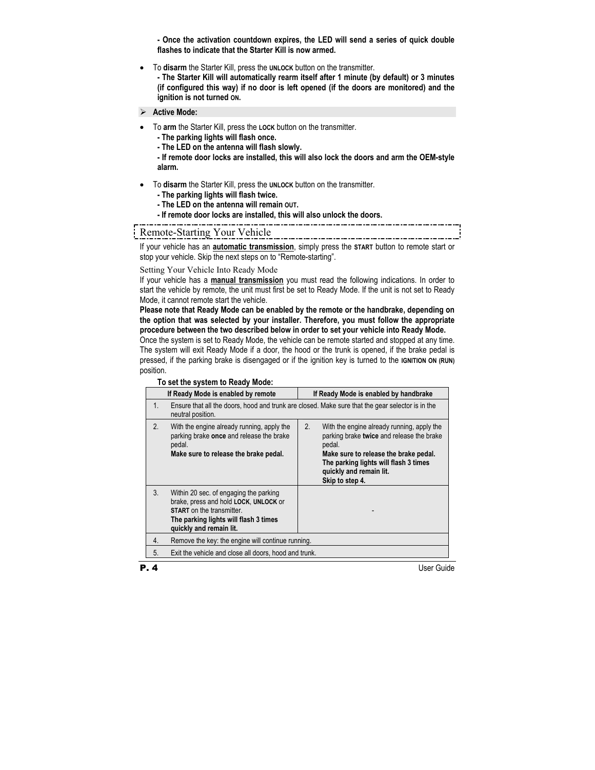**- Once the activation countdown expires, the LED will send a series of quick double flashes to indicate that the Starter Kill is now armed.**

- To **disarm** the Starter Kill, press the **UNLOCK** button on the transmitter.
  **- The Starter Kill will automatically rearm itself after 1 minute (by default) or 3 minutes (if configured this way) if no door is left opened (if the doors are monitored) and the ignition is not turned ON.**

➢ **Active Mode:**

- To **arm** the Starter Kill, press the **LOCK** button on the transmitter.
  **- The parking lights will flash once.**
  **- The LED on the antenna will flash slowly.**
  **- If remote door locks are installed, this will also lock the doors and arm the OEM-style alarm.**

- To **disarm** the Starter Kill, press the **UNLOCK** button on the transmitter.
  **- The parking lights will flash twice.**
  **- The LED on the antenna will remain OUT.**
  **- If remote door locks are installed, this will also unlock the doors.**

## Remote-Starting Your Vehicle

If your vehicle has an **automatic transmission**, simply press the **START** button to remote start or stop your vehicle. Skip the next steps on to "Remote-starting".

### Setting Your Vehicle Into Ready Mode

If your vehicle has a **manual transmission** you must read the following indications. In order to start the vehicle by remote, the unit must first be set to Ready Mode. If the unit is not set to Ready Mode, it cannot remote start the vehicle.

**Please note that Ready Mode can be enabled by the remote or the handbrake, depending on the option that was selected by your installer. Therefore, you must follow the appropriate procedure between the two described below in order to set your vehicle into Ready Mode.**

Once the system is set to Ready Mode, the vehicle can be remote started and stopped at any time. The system will exit Ready Mode if a door, the hood or the trunk is opened, if the brake pedal is pressed, if the parking brake is disengaged or if the ignition key is turned to the **IGNITION ON (RUN)** position.

**To set the system to Ready Mode:**

| If Ready Mode is enabled by remote | If Ready Mode is enabled by handbrake |
|---|---|
| 1. Ensure that all the doors, hood and trunk are closed. Make sure that the gear selector is in the neutral position. | |
| 2. With the engine already running, apply the parking brake **once** and release the brake pedal. **Make sure to release the brake pedal.** | 2. With the engine already running, apply the parking brake **twice** and release the brake pedal. **Make sure to release the brake pedal. The parking lights will flash 3 times quickly and remain lit. Skip to step 4.** |
| 3. Within 20 sec. of engaging the parking brake, press and hold **LOCK**, **UNLOCK** or **START** on the transmitter. **The parking lights will flash 3 times quickly and remain lit.** | - |
| 4. Remove the key: the engine will continue running. | |
| 5. Exit the vehicle and close all doors, hood and trunk. | |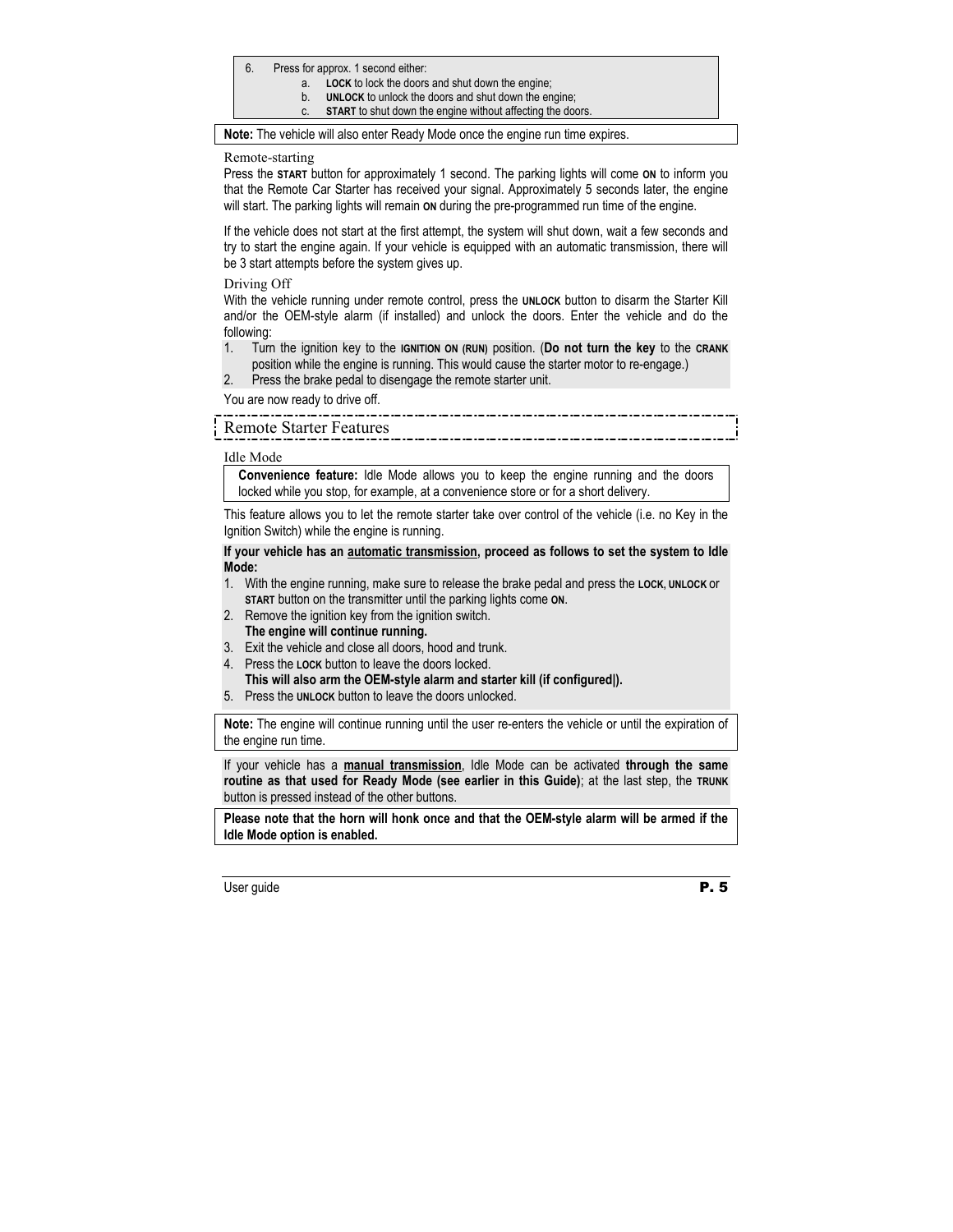6. Press for approx. 1 second either:
   a. **LOCK** to lock the doors and shut down the engine;
   b. **UNLOCK** to unlock the doors and shut down the engine;
   c. **START** to shut down the engine without affecting the doors.

**Note:** The vehicle will also enter Ready Mode once the engine run time expires.

### Remote-starting

Press the **START** button for approximately 1 second. The parking lights will come **ON** to inform you that the Remote Car Starter has received your signal. Approximately 5 seconds later, the engine will start. The parking lights will remain **ON** during the pre-programmed run time of the engine.

If the vehicle does not start at the first attempt, the system will shut down, wait a few seconds and try to start the engine again. If your vehicle is equipped with an automatic transmission, there will be 3 start attempts before the system gives up.

### Driving Off

With the vehicle running under remote control, press the **UNLOCK** button to disarm the Starter Kill and/or the OEM-style alarm (if installed) and unlock the doors. Enter the vehicle and do the following:

1. Turn the ignition key to the **IGNITION ON (RUN)** position. (**Do not turn the key** to the **CRANK** position while the engine is running. This would cause the starter motor to re-engage.)
2. Press the brake pedal to disengage the remote starter unit.

You are now ready to drive off.

## Remote Starter Features

### Idle Mode

**Convenience feature:** Idle Mode allows you to keep the engine running and the doors locked while you stop, for example, at a convenience store or for a short delivery.

This feature allows you to let the remote starter take over control of the vehicle (i.e. no Key in the Ignition Switch) while the engine is running.

**If your vehicle has an <u>automatic transmission</u>, proceed as follows to set the system to Idle Mode:**

1. With the engine running, make sure to release the brake pedal and press the **LOCK**, **UNLOCK** or **START** button on the transmitter until the parking lights come **ON**.
2. Remove the ignition key from the ignition switch.
   **The engine will continue running.**
3. Exit the vehicle and close all doors, hood and trunk.
4. Press the **LOCK** button to leave the doors locked.
   **This will also arm the OEM-style alarm and starter kill (if configured|).**
5. Press the **UNLOCK** button to leave the doors unlocked.

**Note:** The engine will continue running until the user re-enters the vehicle or until the expiration of the engine run time.

If your vehicle has a **<u>manual transmission</u>**, Idle Mode can be activated **through the same routine as that used for Ready Mode (see earlier in this Guide)**; at the last step, the **TRUNK** button is pressed instead of the other buttons.

**Please note that the horn will honk once and that the OEM-style alarm will be armed if the Idle Mode option is enabled.**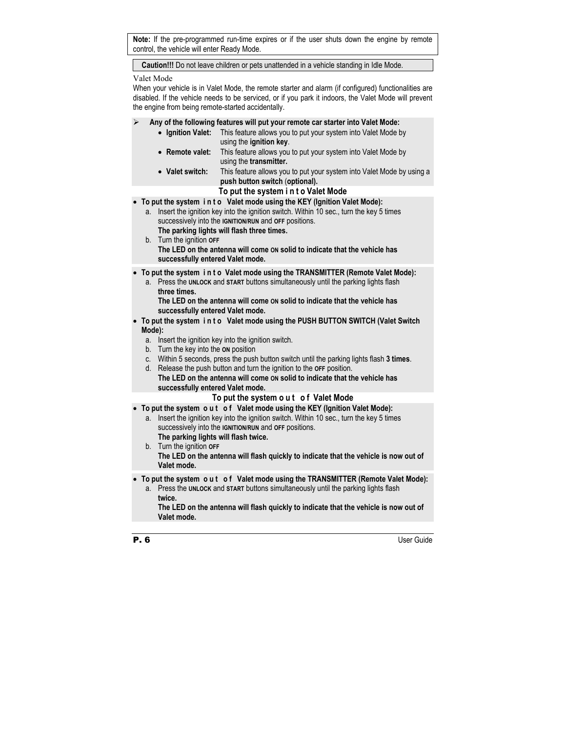**Note:** If the pre-programmed run-time expires or if the user shuts down the engine by remote control, the vehicle will enter Ready Mode.

**Caution!!!** Do not leave children or pets unattended in a vehicle standing in Idle Mode.

## Valet Mode

When your vehicle is in Valet Mode, the remote starter and alarm (if configured) functionalities are disabled. If the vehicle needs to be serviced, or if you park it indoors, the Valet Mode will prevent the engine from being remote-started accidentally.

- **Any of the following features will put your remote car starter into Valet Mode:**
  - **Ignition Valet:** This feature allows you to put your system into Valet Mode by using the **ignition key**.
  - **Remote valet:** This feature allows you to put your system into Valet Mode by using the **transmitter.**
  - **Valet switch:** This feature allows you to put your system into Valet Mode by using a **push button switch** (**optional).**

### To put the system into Valet Mode

- **To put the system into Valet mode using the KEY (Ignition Valet Mode):**
  a. Insert the ignition key into the ignition switch. Within 10 sec., turn the key 5 times successively into the **IGNITION/RUN** and **OFF** positions.
  **The parking lights will flash three times.**
  b. Turn the ignition **OFF**
  **The LED on the antenna will come ON solid to indicate that the vehicle has successfully entered Valet mode.**

- **To put the system into Valet mode using the TRANSMITTER (Remote Valet Mode):**
  a. Press the **UNLOCK** and **START** buttons simultaneously until the parking lights flash **three times.**
  **The LED on the antenna will come ON solid to indicate that the vehicle has successfully entered Valet mode.**

- **To put the system into Valet mode using the PUSH BUTTON SWITCH (Valet Switch Mode):**
  a. Insert the ignition key into the ignition switch.
  b. Turn the key into the **ON** position
  c. Within 5 seconds, press the push button switch until the parking lights flash **3 times**.
  d. Release the push button and turn the ignition to the **OFF** position.
  **The LED on the antenna will come ON solid to indicate that the vehicle has successfully entered Valet mode.**

### To put the system out of Valet Mode

- **To put the system out of Valet mode using the KEY (Ignition Valet Mode):**
  a. Insert the ignition key into the ignition switch. Within 10 sec., turn the key 5 times successively into the **IGNITION/RUN** and **OFF** positions.
  **The parking lights will flash twice.**
  b. Turn the ignition **OFF**
  **The LED on the antenna will flash quickly to indicate that the vehicle is now out of Valet mode.**

- **To put the system out of Valet mode using the TRANSMITTER (Remote Valet Mode):**
  a. Press the **UNLOCK** and **START** buttons simultaneously until the parking lights flash **twice.**
  **The LED on the antenna will flash quickly to indicate that the vehicle is now out of Valet mode.**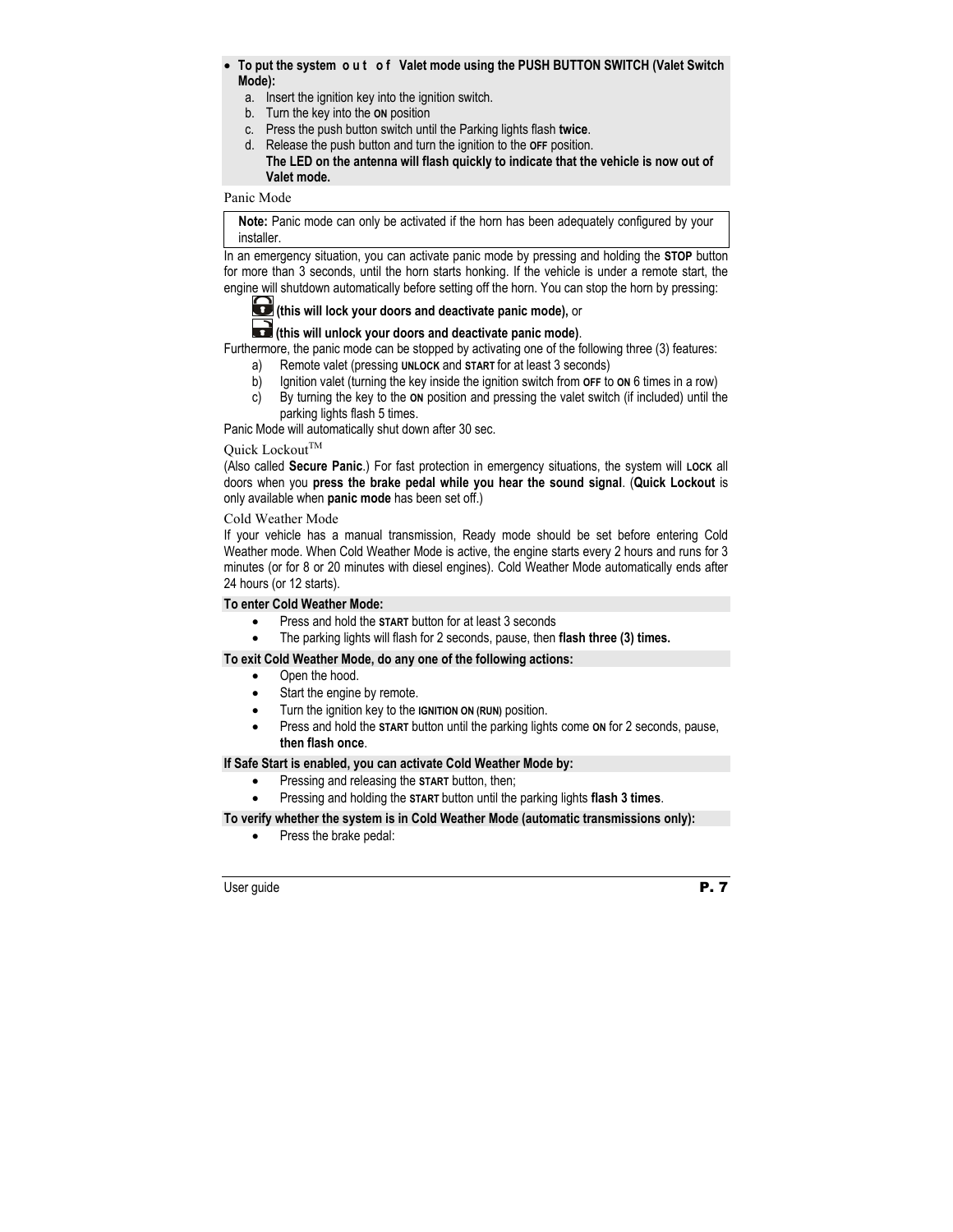- **To put the system out of Valet mode using the PUSH BUTTON SWITCH (Valet Switch Mode):**
  a. Insert the ignition key into the ignition switch.
  b. Turn the key into the **ON** position
  c. Press the push button switch until the Parking lights flash **twice**.
  d. Release the push button and turn the ignition to the **OFF** position.
  **The LED on the antenna will flash quickly to indicate that the vehicle is now out of Valet mode.**

### Panic Mode

**Note:** Panic mode can only be activated if the horn has been adequately configured by your installer.

In an emergency situation, you can activate panic mode by pressing and holding the **STOP** button for more than 3 seconds, until the horn starts honking. If the vehicle is under a remote start, the engine will shutdown automatically before setting off the horn. You can stop the horn by pressing:

- **(this will lock your doors and deactivate panic mode),** or
- **(this will unlock your doors and deactivate panic mode)**.

Furthermore, the panic mode can be stopped by activating one of the following three (3) features:

a) Remote valet (pressing **UNLOCK** and **START** for at least 3 seconds)
b) Ignition valet (turning the key inside the ignition switch from **OFF** to **ON** 6 times in a row)
c) By turning the key to the **ON** position and pressing the valet switch (if included) until the parking lights flash 5 times.

Panic Mode will automatically shut down after 30 sec.

### Quick Lockout™

(Also called **Secure Panic**.) For fast protection in emergency situations, the system will **LOCK** all doors when you **press the brake pedal while you hear the sound signal**. (**Quick Lockout** is only available when **panic mode** has been set off.)

### Cold Weather Mode

If your vehicle has a manual transmission, Ready mode should be set before entering Cold Weather mode. When Cold Weather Mode is active, the engine starts every 2 hours and runs for 3 minutes (or for 8 or 20 minutes with diesel engines). Cold Weather Mode automatically ends after 24 hours (or 12 starts).

**To enter Cold Weather Mode:**

- Press and hold the **START** button for at least 3 seconds
- The parking lights will flash for 2 seconds, pause, then **flash three (3) times.**

**To exit Cold Weather Mode, do any one of the following actions:**

- Open the hood.
- Start the engine by remote.
- Turn the ignition key to the **IGNITION ON (RUN)** position.
- Press and hold the **START** button until the parking lights come **ON** for 2 seconds, pause, **then flash once**.

**If Safe Start is enabled, you can activate Cold Weather Mode by:**

- Pressing and releasing the **START** button, then;
- Pressing and holding the **START** button until the parking lights **flash 3 times**.

**To verify whether the system is in Cold Weather Mode (automatic transmissions only):**

- Press the brake pedal: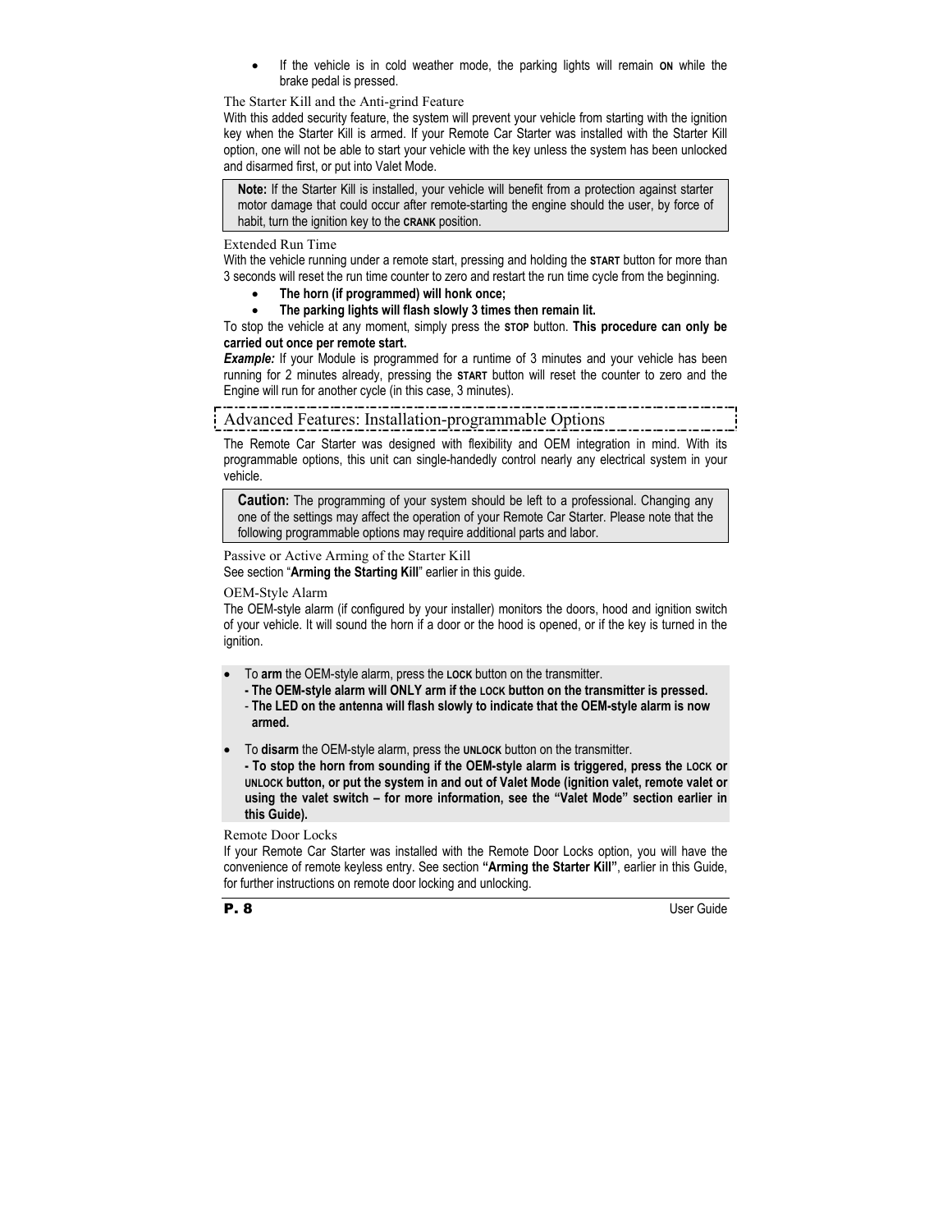- If the vehicle is in cold weather mode, the parking lights will remain **ON** while the brake pedal is pressed.

### The Starter Kill and the Anti-grind Feature

With this added security feature, the system will prevent your vehicle from starting with the ignition key when the Starter Kill is armed. If your Remote Car Starter was installed with the Starter Kill option, one will not be able to start your vehicle with the key unless the system has been unlocked and disarmed first, or put into Valet Mode.

> **Note:** If the Starter Kill is installed, your vehicle will benefit from a protection against starter motor damage that could occur after remote-starting the engine should the user, by force of habit, turn the ignition key to the **CRANK** position.

### Extended Run Time

With the vehicle running under a remote start, pressing and holding the **START** button for more than 3 seconds will reset the run time counter to zero and restart the run time cycle from the beginning.

- **The horn (if programmed) will honk once;**
- **The parking lights will flash slowly 3 times then remain lit.**

To stop the vehicle at any moment, simply press the **STOP** button. **This procedure can only be carried out once per remote start.**

***Example:*** If your Module is programmed for a runtime of 3 minutes and your vehicle has been running for 2 minutes already, pressing the **START** button will reset the counter to zero and the Engine will run for another cycle (in this case, 3 minutes).

## Advanced Features: Installation-programmable Options

The Remote Car Starter was designed with flexibility and OEM integration in mind. With its programmable options, this unit can single-handedly control nearly any electrical system in your vehicle.

> **Caution:** The programming of your system should be left to a professional. Changing any one of the settings may affect the operation of your Remote Car Starter. Please note that the following programmable options may require additional parts and labor.

### Passive or Active Arming of the Starter Kill

See section "**Arming the Starting Kill**" earlier in this guide.

### OEM-Style Alarm

The OEM-style alarm (if configured by your installer) monitors the doors, hood and ignition switch of your vehicle. It will sound the horn if a door or the hood is opened, or if the key is turned in the ignition.

- To **arm** the OEM-style alarm, press the **LOCK** button on the transmitter.
  - **- The OEM-style alarm will ONLY arm if the LOCK button on the transmitter is pressed.**
  - **- The LED on the antenna will flash slowly to indicate that the OEM-style alarm is now armed.**
- To **disarm** the OEM-style alarm, press the **UNLOCK** button on the transmitter.
  **- To stop the horn from sounding if the OEM-style alarm is triggered, press the LOCK or UNLOCK button, or put the system in and out of Valet Mode (ignition valet, remote valet or using the valet switch – for more information, see the "Valet Mode" section earlier in this Guide).**

### Remote Door Locks

If your Remote Car Starter was installed with the Remote Door Locks option, you will have the convenience of remote keyless entry. See section **"Arming the Starter Kill"**, earlier in this Guide, for further instructions on remote door locking and unlocking.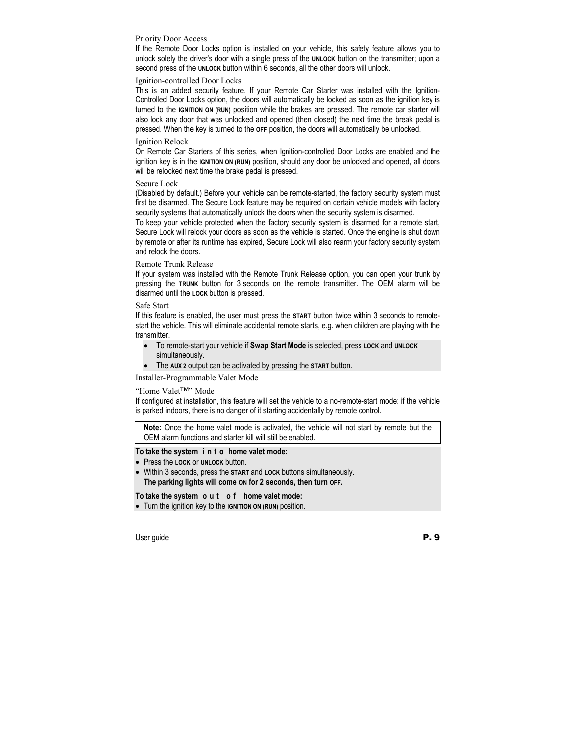### Priority Door Access

If the Remote Door Locks option is installed on your vehicle, this safety feature allows you to unlock solely the driver's door with a single press of the **UNLOCK** button on the transmitter; upon a second press of the **UNLOCK** button within 6 seconds, all the other doors will unlock.

### Ignition-controlled Door Locks

This is an added security feature. If your Remote Car Starter was installed with the Ignition-Controlled Door Locks option, the doors will automatically be locked as soon as the ignition key is turned to the **IGNITION ON (RUN)** position while the brakes are pressed. The remote car starter will also lock any door that was unlocked and opened (then closed) the next time the break pedal is pressed. When the key is turned to the **OFF** position, the doors will automatically be unlocked.

### Ignition Relock

On Remote Car Starters of this series, when Ignition-controlled Door Locks are enabled and the ignition key is in the **IGNITION ON (RUN)** position, should any door be unlocked and opened, all doors will be relocked next time the brake pedal is pressed.

### Secure Lock

(Disabled by default.) Before your vehicle can be remote-started, the factory security system must first be disarmed. The Secure Lock feature may be required on certain vehicle models with factory security systems that automatically unlock the doors when the security system is disarmed.

To keep your vehicle protected when the factory security system is disarmed for a remote start, Secure Lock will relock your doors as soon as the vehicle is started. Once the engine is shut down by remote or after its runtime has expired, Secure Lock will also rearm your factory security system and relock the doors.

### Remote Trunk Release

If your system was installed with the Remote Trunk Release option, you can open your trunk by pressing the **TRUNK** button for 3 seconds on the remote transmitter. The OEM alarm will be disarmed until the **LOCK** button is pressed.

### Safe Start

If this feature is enabled, the user must press the **START** button twice within 3 seconds to remote-start the vehicle. This will eliminate accidental remote starts, e.g. when children are playing with the transmitter.

- To remote-start your vehicle if **Swap Start Mode** is selected, press **LOCK** and **UNLOCK** simultaneously.
- The **AUX 2** output can be activated by pressing the **START** button.

### Installer-Programmable Valet Mode

#### "Home Valet™" Mode

If configured at installation, this feature will set the vehicle to a no-remote-start mode: if the vehicle is parked indoors, there is no danger of it starting accidentally by remote control.

> **Note:** Once the home valet mode is activated, the vehicle will not start by remote but the OEM alarm functions and starter kill will still be enabled.

**To take the system into home valet mode:**

- Press the **LOCK** or **UNLOCK** button.
- Within 3 seconds, press the **START** and **LOCK** buttons simultaneously.
  **The parking lights will come ON for 2 seconds, then turn OFF.**

**To take the system out of home valet mode:**

- Turn the ignition key to the **IGNITION ON (RUN)** position.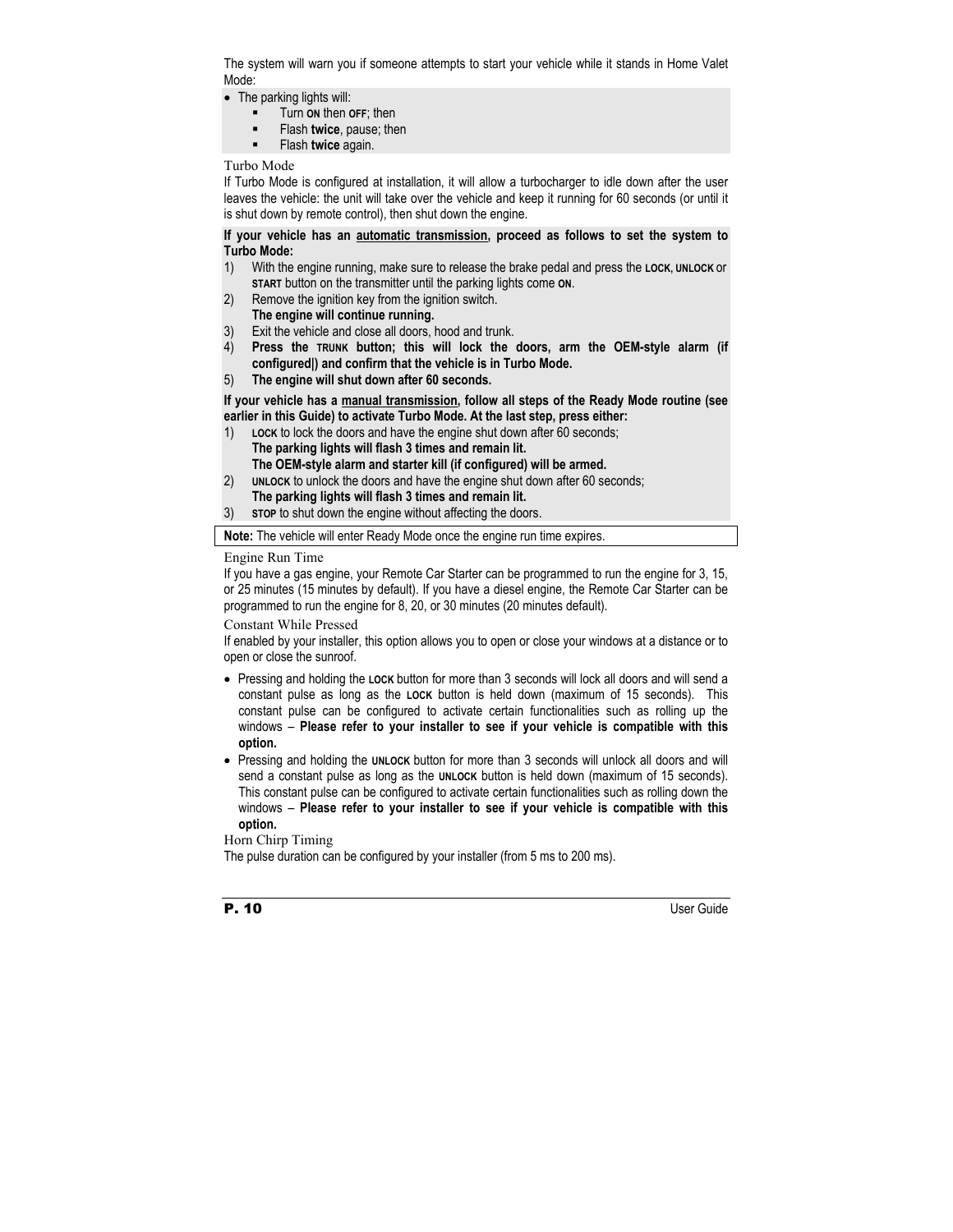The system will warn you if someone attempts to start your vehicle while it stands in Home Valet Mode:

- The parking lights will:
  - Turn **ON** then **OFF**; then
  - Flash **twice**, pause; then
  - Flash **twice** again.

### Turbo Mode

If Turbo Mode is configured at installation, it will allow a turbocharger to idle down after the user leaves the vehicle: the unit will take over the vehicle and keep it running for 60 seconds (or until it is shut down by remote control), then shut down the engine.

**If your vehicle has an automatic transmission, proceed as follows to set the system to Turbo Mode:**

1) With the engine running, make sure to release the brake pedal and press the **LOCK**, **UNLOCK** or **START** button on the transmitter until the parking lights come **ON**.
2) Remove the ignition key from the ignition switch.
   **The engine will continue running.**
3) Exit the vehicle and close all doors, hood and trunk.
4) **Press the TRUNK button; this will lock the doors, arm the OEM-style alarm (if configured|) and confirm that the vehicle is in Turbo Mode.**
5) **The engine will shut down after 60 seconds.**

**If your vehicle has a manual transmission, follow all steps of the Ready Mode routine (see earlier in this Guide) to activate Turbo Mode. At the last step, press either:**

1) **LOCK** to lock the doors and have the engine shut down after 60 seconds;
   **The parking lights will flash 3 times and remain lit.**
   **The OEM-style alarm and starter kill (if configured) will be armed.**
2) **UNLOCK** to unlock the doors and have the engine shut down after 60 seconds;
   **The parking lights will flash 3 times and remain lit.**
3) **STOP** to shut down the engine without affecting the doors.

**Note:** The vehicle will enter Ready Mode once the engine run time expires.

### Engine Run Time

If you have a gas engine, your Remote Car Starter can be programmed to run the engine for 3, 15, or 25 minutes (15 minutes by default). If you have a diesel engine, the Remote Car Starter can be programmed to run the engine for 8, 20, or 30 minutes (20 minutes default).

### Constant While Pressed

If enabled by your installer, this option allows you to open or close your windows at a distance or to open or close the sunroof.

- Pressing and holding the **LOCK** button for more than 3 seconds will lock all doors and will send a constant pulse as long as the **LOCK** button is held down (maximum of 15 seconds). This constant pulse can be configured to activate certain functionalities such as rolling up the windows – **Please refer to your installer to see if your vehicle is compatible with this option.**
- Pressing and holding the **UNLOCK** button for more than 3 seconds will unlock all doors and will send a constant pulse as long as the **UNLOCK** button is held down (maximum of 15 seconds). This constant pulse can be configured to activate certain functionalities such as rolling down the windows – **Please refer to your installer to see if your vehicle is compatible with this option.**

### Horn Chirp Timing

The pulse duration can be configured by your installer (from 5 ms to 200 ms).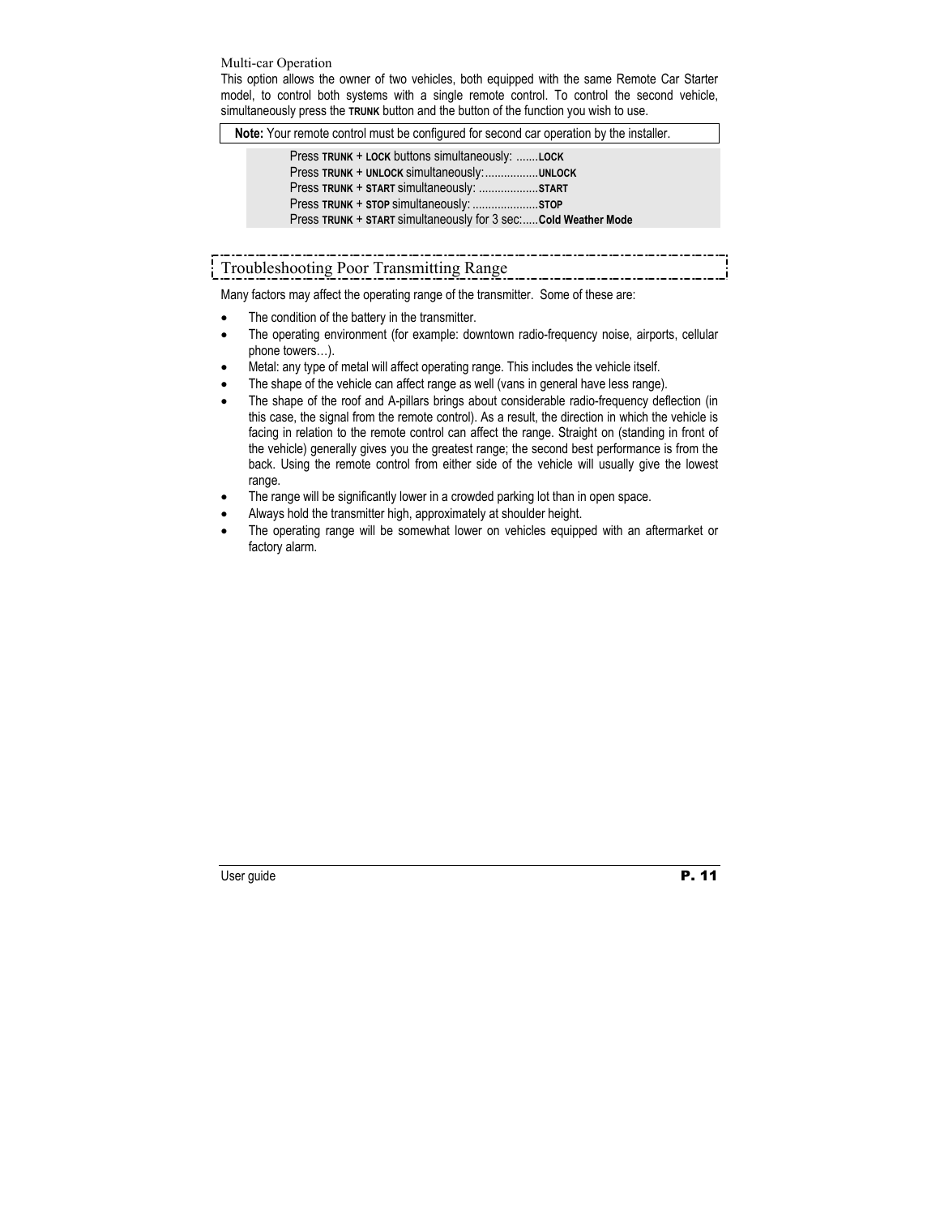### Multi-car Operation

This option allows the owner of two vehicles, both equipped with the same Remote Car Starter model, to control both systems with a single remote control. To control the second vehicle, simultaneously press the **TRUNK** button and the button of the function you wish to use.

> **Note:** Your remote control must be configured for second car operation by the installer.

Press **TRUNK** + **LOCK** buttons simultaneously: .......**LOCK**
Press **TRUNK** + **UNLOCK** simultaneously:.................**UNLOCK**
Press **TRUNK** + **START** simultaneously: ...................**START**
Press **TRUNK** + **STOP** simultaneously: .....................**STOP**
Press **TRUNK** + **START** simultaneously for 3 sec:.....**Cold Weather Mode**

## Troubleshooting Poor Transmitting Range

Many factors may affect the operating range of the transmitter. Some of these are:

- The condition of the battery in the transmitter.
- The operating environment (for example: downtown radio-frequency noise, airports, cellular phone towers…).
- Metal: any type of metal will affect operating range. This includes the vehicle itself.
- The shape of the vehicle can affect range as well (vans in general have less range).
- The shape of the roof and A-pillars brings about considerable radio-frequency deflection (in this case, the signal from the remote control). As a result, the direction in which the vehicle is facing in relation to the remote control can affect the range. Straight on (standing in front of the vehicle) generally gives you the greatest range; the second best performance is from the back. Using the remote control from either side of the vehicle will usually give the lowest range.
- The range will be significantly lower in a crowded parking lot than in open space.
- Always hold the transmitter high, approximately at shoulder height.
- The operating range will be somewhat lower on vehicles equipped with an aftermarket or factory alarm.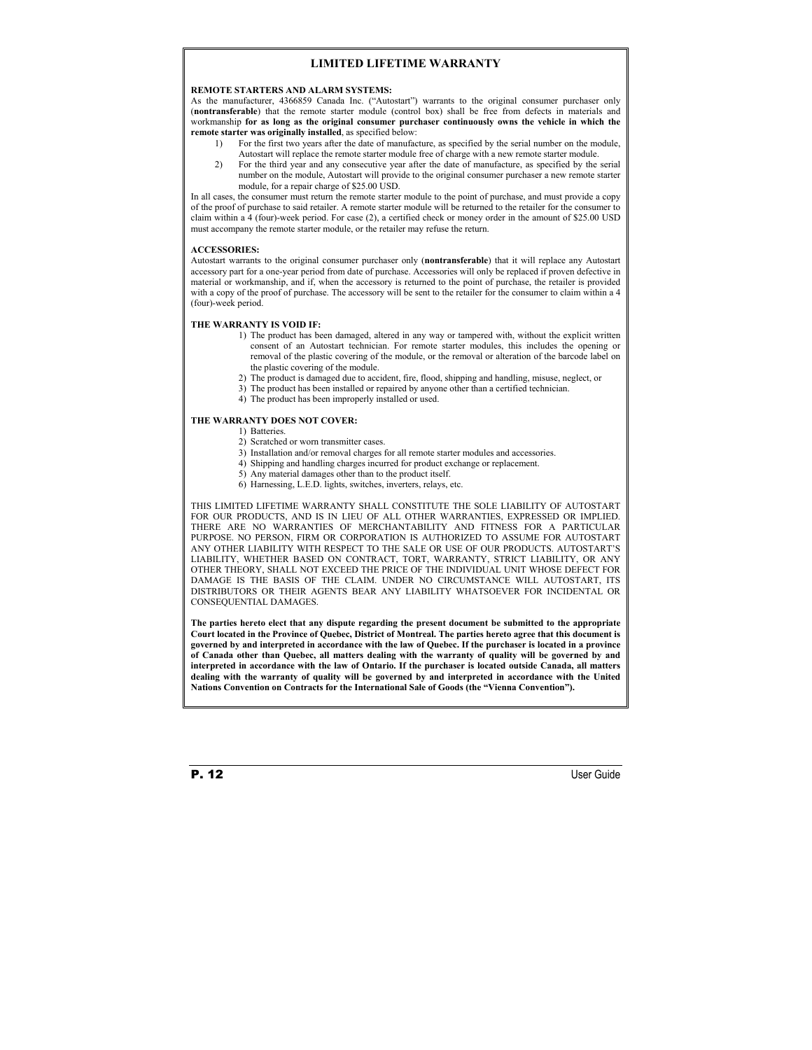# LIMITED LIFETIME WARRANTY

**REMOTE STARTERS AND ALARM SYSTEMS:**

As the manufacturer, 4366859 Canada Inc. ("Autostart") warrants to the original consumer purchaser only (**nontransferable**) that the remote starter module (control box) shall be free from defects in materials and workmanship **for as long as the original consumer purchaser continuously owns the vehicle in which the remote starter was originally installed**, as specified below:

1) For the first two years after the date of manufacture, as specified by the serial number on the module, Autostart will replace the remote starter module free of charge with a new remote starter module.
2) For the third year and any consecutive year after the date of manufacture, as specified by the serial number on the module, Autostart will provide to the original consumer purchaser a new remote starter module, for a repair charge of $25.00 USD.

In all cases, the consumer must return the remote starter module to the point of purchase, and must provide a copy of the proof of purchase to said retailer. A remote starter module will be returned to the retailer for the consumer to claim within a 4 (four)-week period. For case (2), a certified check or money order in the amount of $25.00 USD must accompany the remote starter module, or the retailer may refuse the return.

**ACCESSORIES:**

Autostart warrants to the original consumer purchaser only (**nontransferable**) that it will replace any Autostart accessory part for a one-year period from date of purchase. Accessories will only be replaced if proven defective in material or workmanship, and if, when the accessory is returned to the point of purchase, the retailer is provided with a copy of the proof of purchase. The accessory will be sent to the retailer for the consumer to claim within a 4 (four)-week period.

**THE WARRANTY IS VOID IF:**

1) The product has been damaged, altered in any way or tampered with, without the explicit written consent of an Autostart technician. For remote starter modules, this includes the opening or removal of the plastic covering of the module, or the removal or alteration of the barcode label on the plastic covering of the module.
2) The product is damaged due to accident, fire, flood, shipping and handling, misuse, neglect, or
3) The product has been installed or repaired by anyone other than a certified technician.
4) The product has been improperly installed or used.

**THE WARRANTY DOES NOT COVER:**

1) Batteries.
2) Scratched or worn transmitter cases.
3) Installation and/or removal charges for all remote starter modules and accessories.
4) Shipping and handling charges incurred for product exchange or replacement.
5) Any material damages other than to the product itself.
6) Harnessing, L.E.D. lights, switches, inverters, relays, etc.

THIS LIMITED LIFETIME WARRANTY SHALL CONSTITUTE THE SOLE LIABILITY OF AUTOSTART FOR OUR PRODUCTS, AND IS IN LIEU OF ALL OTHER WARRANTIES, EXPRESSED OR IMPLIED. THERE ARE NO WARRANTIES OF MERCHANTABILITY AND FITNESS FOR A PARTICULAR PURPOSE. NO PERSON, FIRM OR CORPORATION IS AUTHORIZED TO ASSUME FOR AUTOSTART ANY OTHER LIABILITY WITH RESPECT TO THE SALE OR USE OF OUR PRODUCTS. AUTOSTART'S LIABILITY, WHETHER BASED ON CONTRACT, TORT, WARRANTY, STRICT LIABILITY, OR ANY OTHER THEORY, SHALL NOT EXCEED THE PRICE OF THE INDIVIDUAL UNIT WHOSE DEFECT FOR DAMAGE IS THE BASIS OF THE CLAIM. UNDER NO CIRCUMSTANCE WILL AUTOSTART, ITS DISTRIBUTORS OR THEIR AGENTS BEAR ANY LIABILITY WHATSOEVER FOR INCIDENTAL OR CONSEQUENTIAL DAMAGES.

**The parties hereto elect that any dispute regarding the present document be submitted to the appropriate Court located in the Province of Quebec, District of Montreal. The parties hereto agree that this document is governed by and interpreted in accordance with the law of Quebec. If the purchaser is located in a province of Canada other than Quebec, all matters dealing with the warranty of quality will be governed by and interpreted in accordance with the law of Ontario. If the purchaser is located outside Canada, all matters dealing with the warranty of quality will be governed by and interpreted in accordance with the United Nations Convention on Contracts for the International Sale of Goods (the "Vienna Convention").**